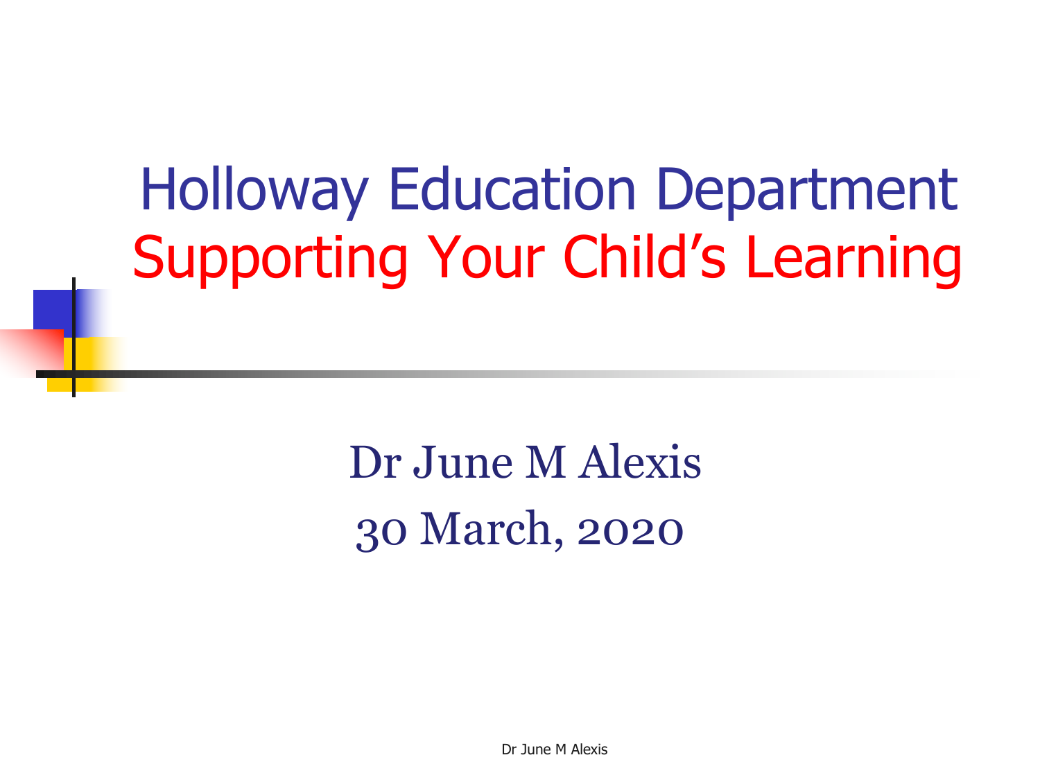# Holloway Education Department
## Supporting Your Child's Learning

Dr June M Alexis

30 March, 2020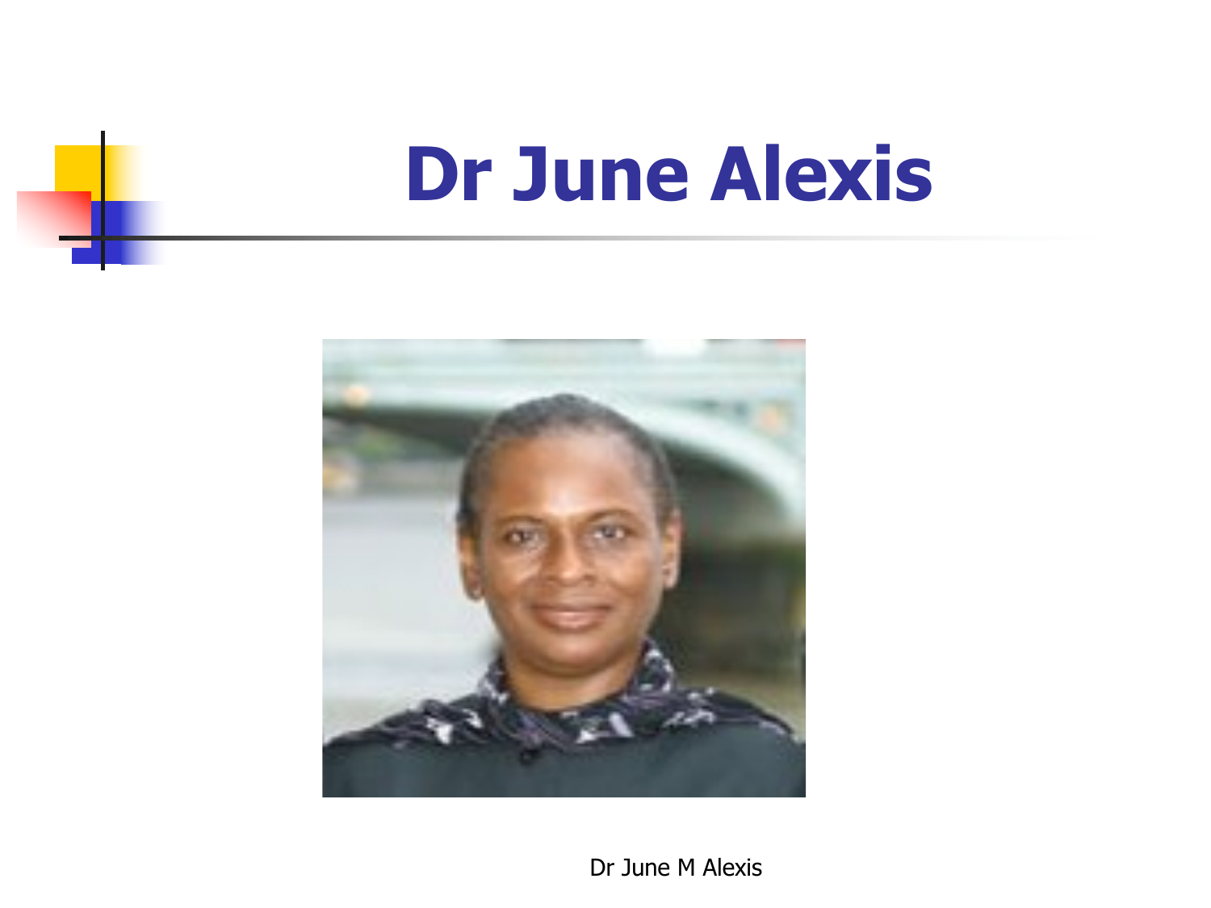# Dr June Alexis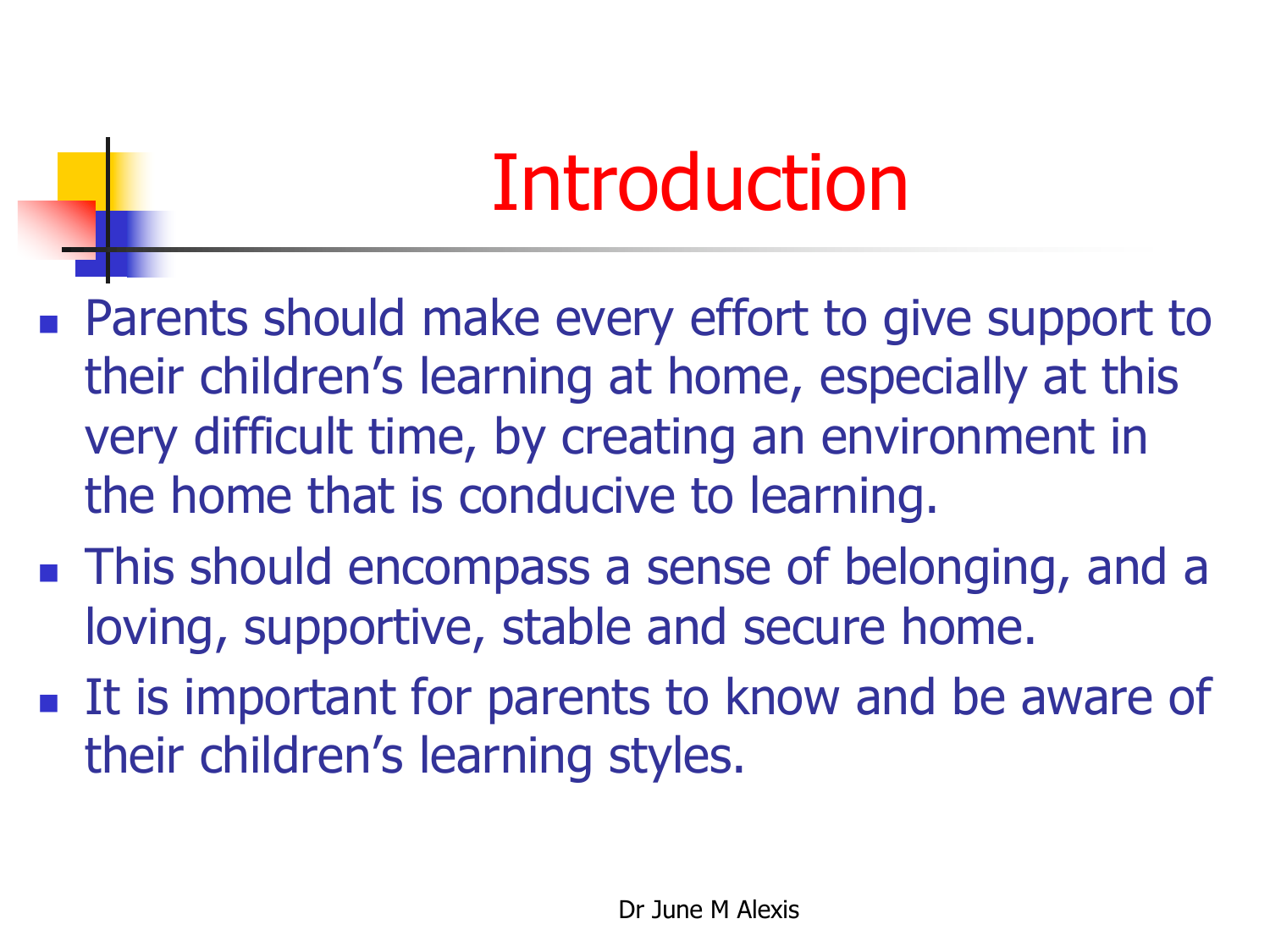# Introduction

- Parents should make every effort to give support to their children's learning at home, especially at this very difficult time, by creating an environment in the home that is conducive to learning.
- This should encompass a sense of belonging, and a loving, supportive, stable and secure home.
- It is important for parents to know and be aware of their children's learning styles.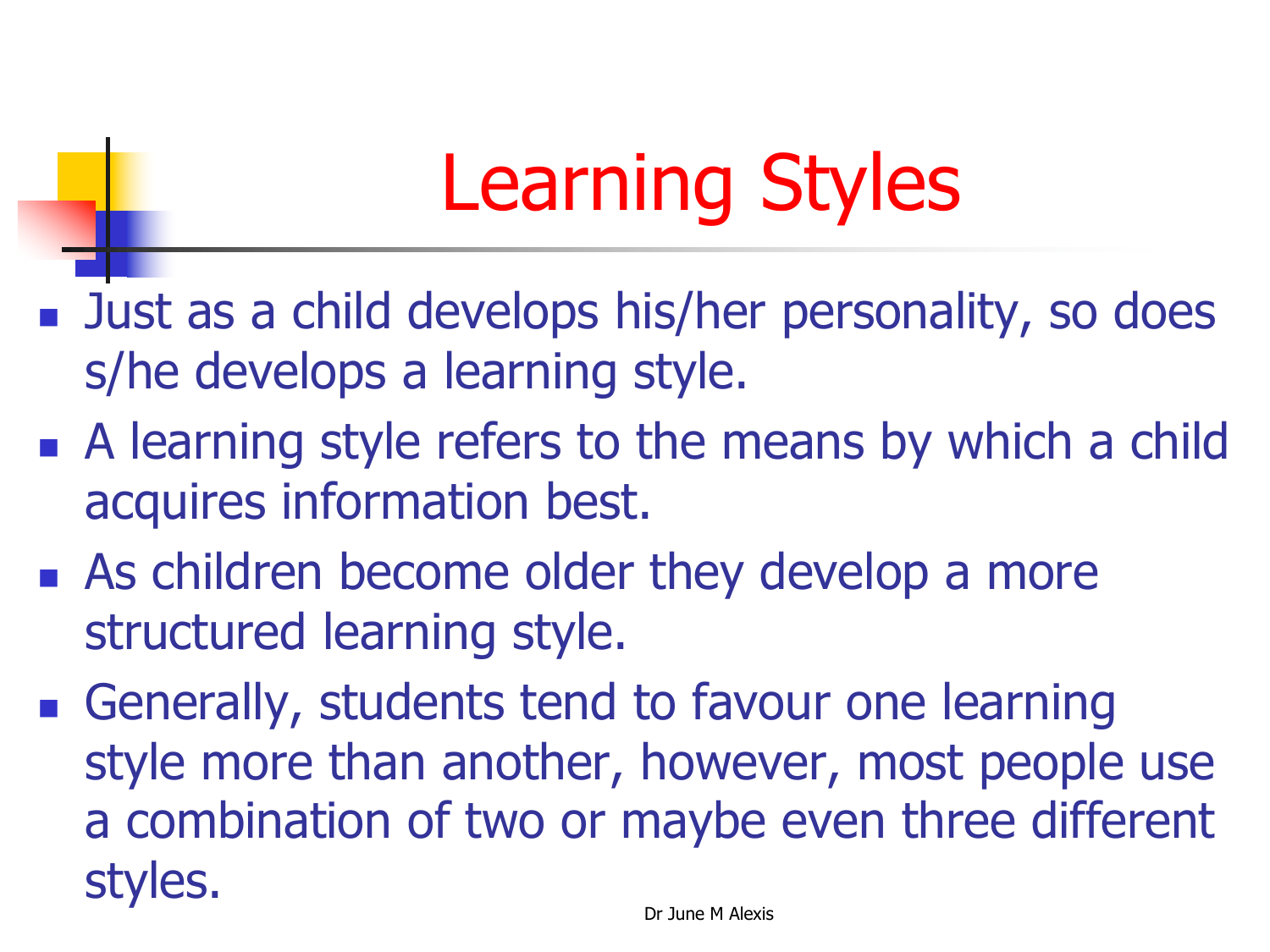# Learning Styles

- Just as a child develops his/her personality, so does s/he develops a learning style.
- A learning style refers to the means by which a child acquires information best.
- As children become older they develop a more structured learning style.
- Generally, students tend to favour one learning style more than another, however, most people use a combination of two or maybe even three different styles.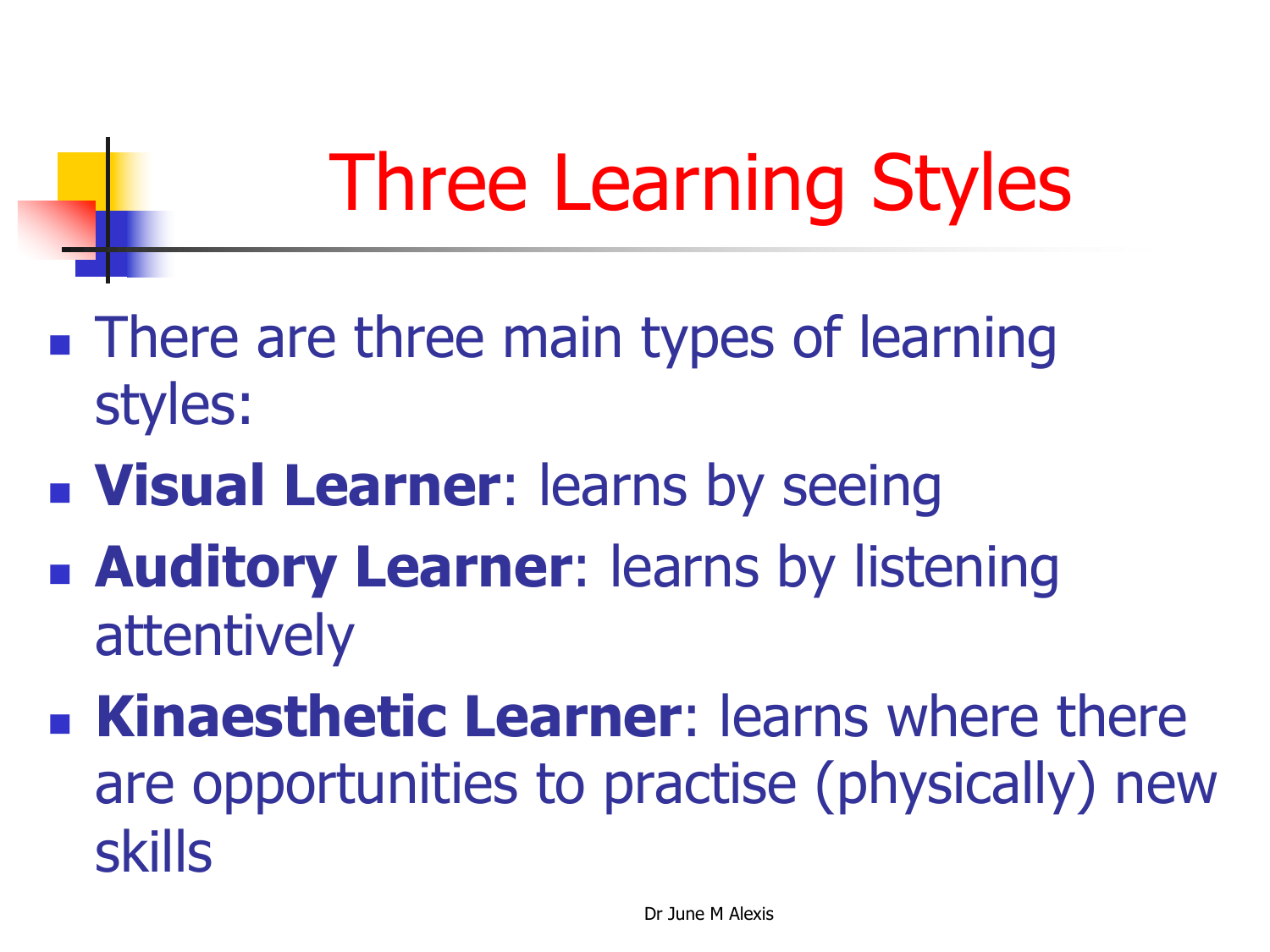# Three Learning Styles

- There are three main types of learning styles:
- **Visual Learner**: learns by seeing
- **Auditory Learner**: learns by listening attentively
- **Kinaesthetic Learner**: learns where there are opportunities to practise (physically) new skills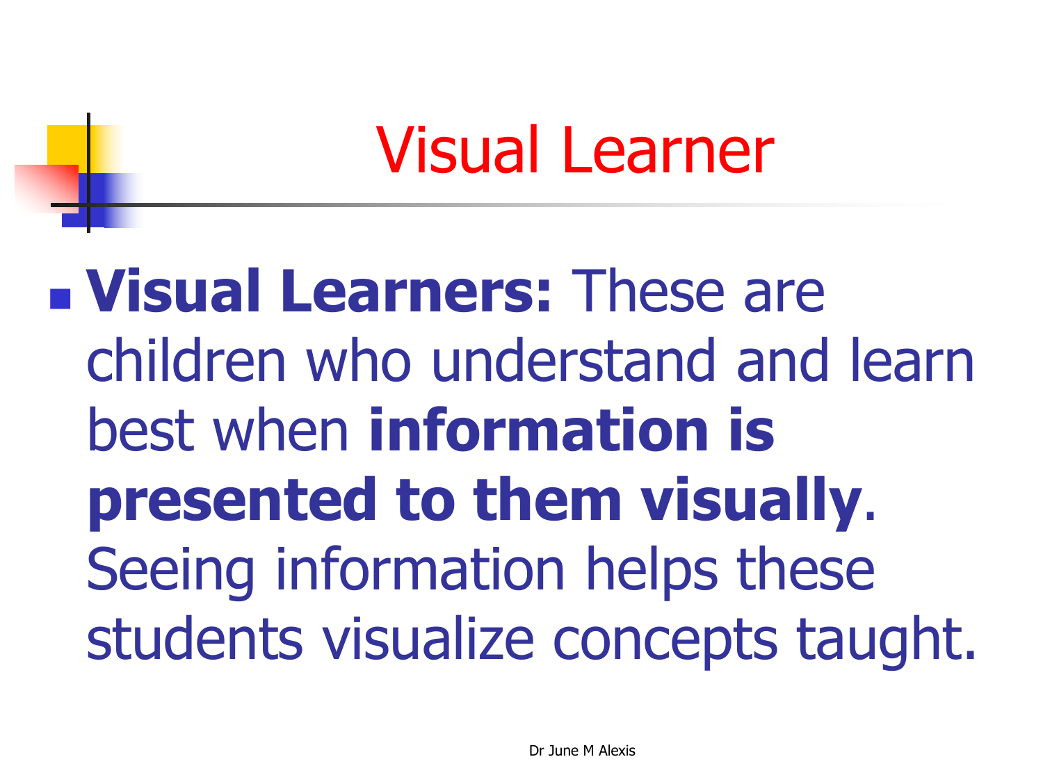# Visual Learner

- **Visual Learners:** These are children who understand and learn best when **information is presented to them visually**. Seeing information helps these students visualize concepts taught.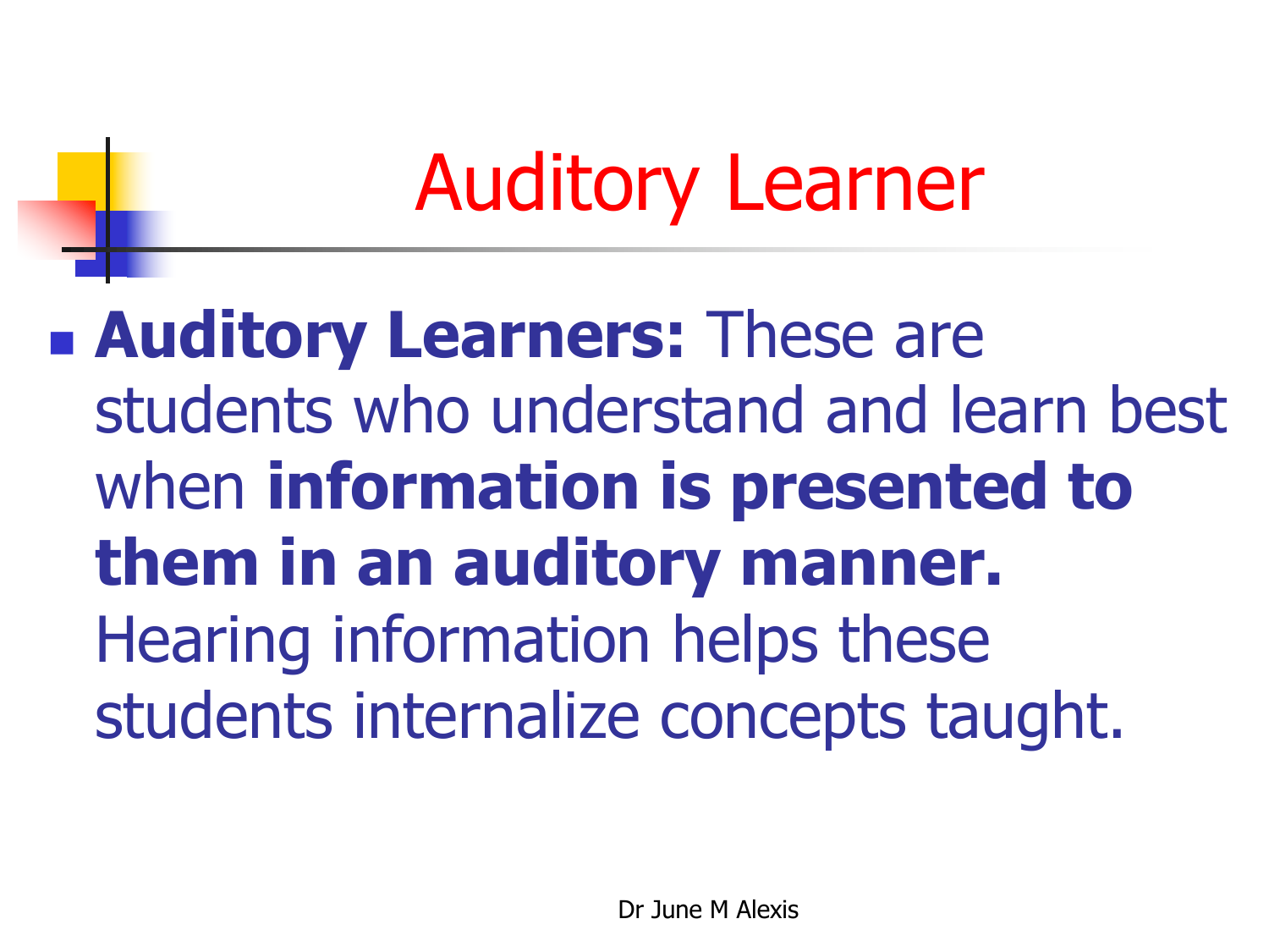# Auditory Learner

- **Auditory Learners:** These are students who understand and learn best when **information is presented to them in an auditory manner.** Hearing information helps these students internalize concepts taught.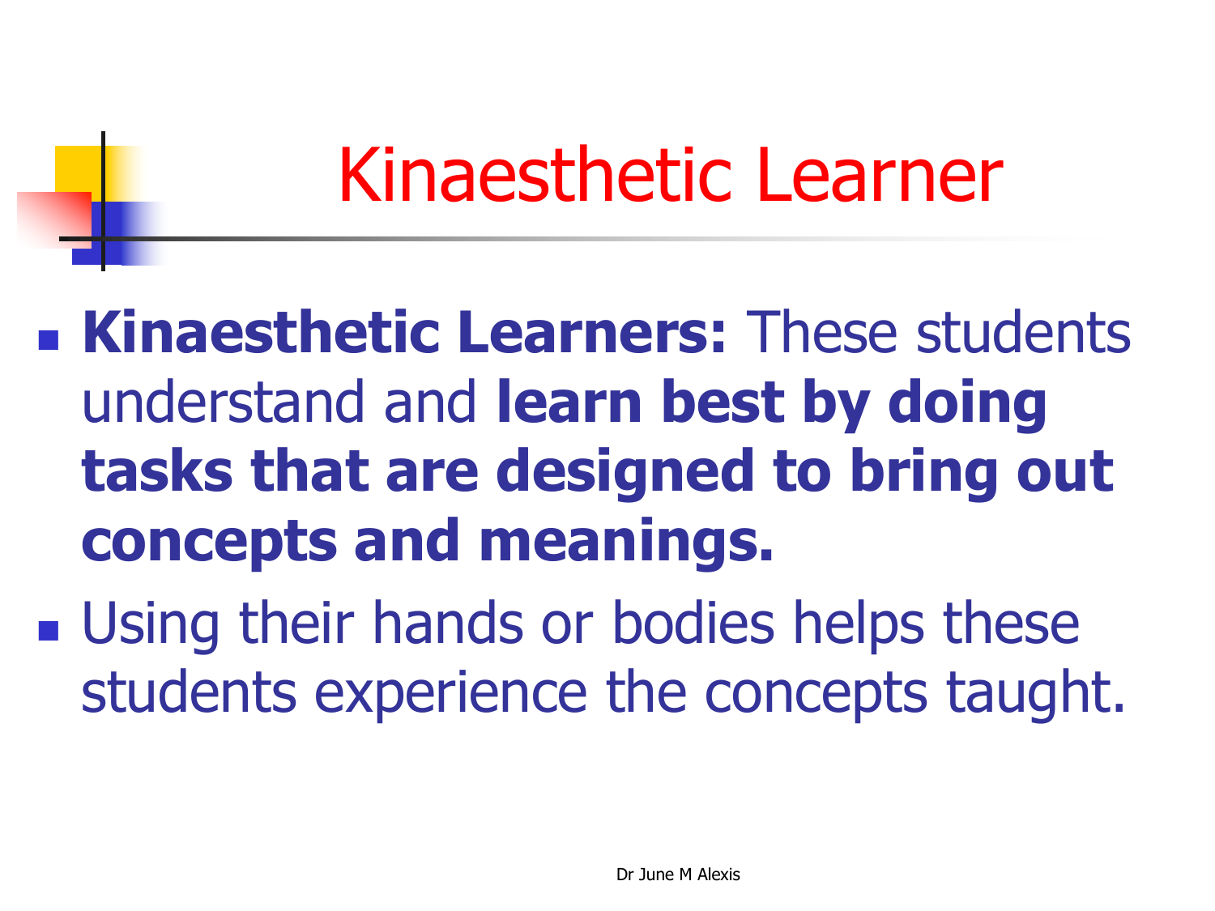# Kinaesthetic Learner

- **Kinaesthetic Learners:** These students understand and **learn best by doing tasks that are designed to bring out concepts and meanings.**
- Using their hands or bodies helps these students experience the concepts taught.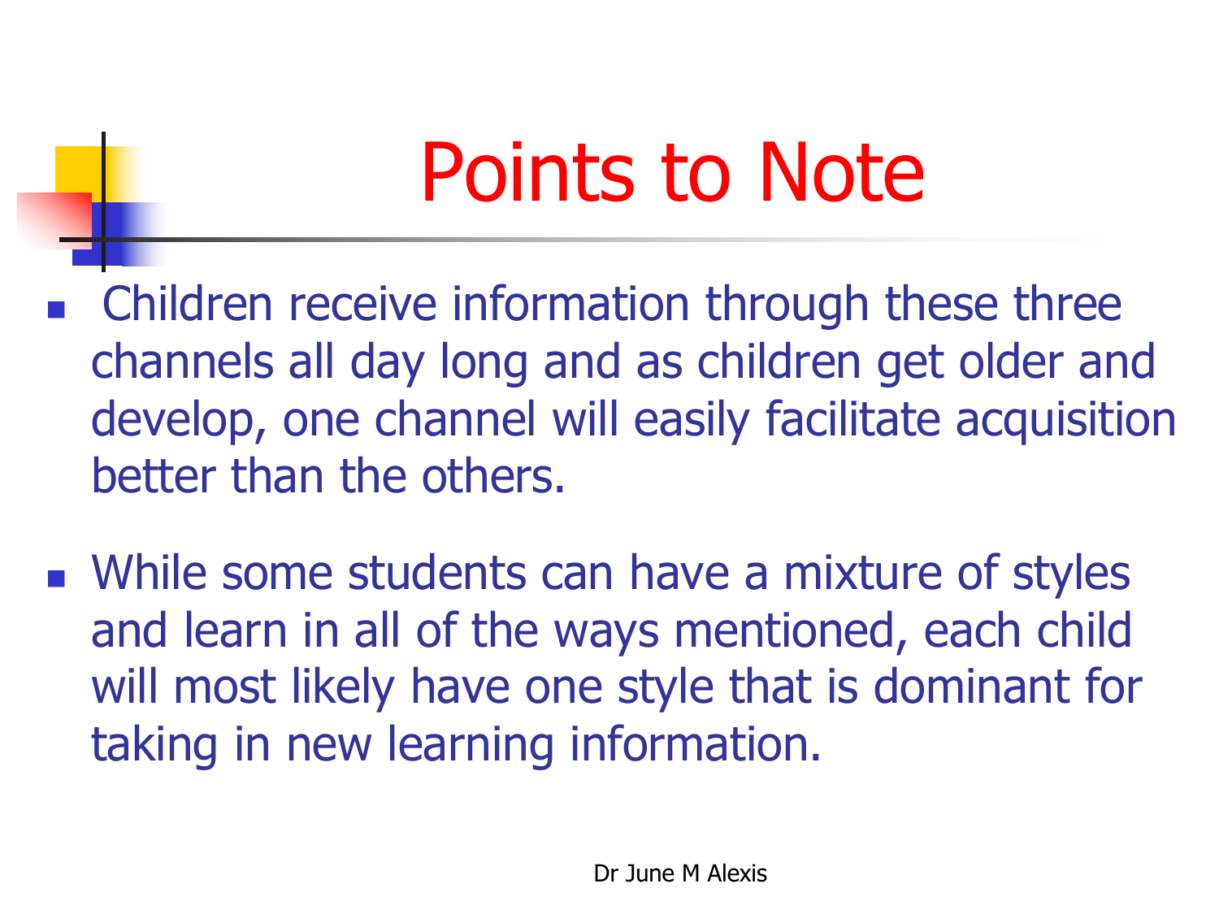# Points to Note

- Children receive information through these three channels all day long and as children get older and develop, one channel will easily facilitate acquisition better than the others.
- While some students can have a mixture of styles and learn in all of the ways mentioned, each child will most likely have one style that is dominant for taking in new learning information.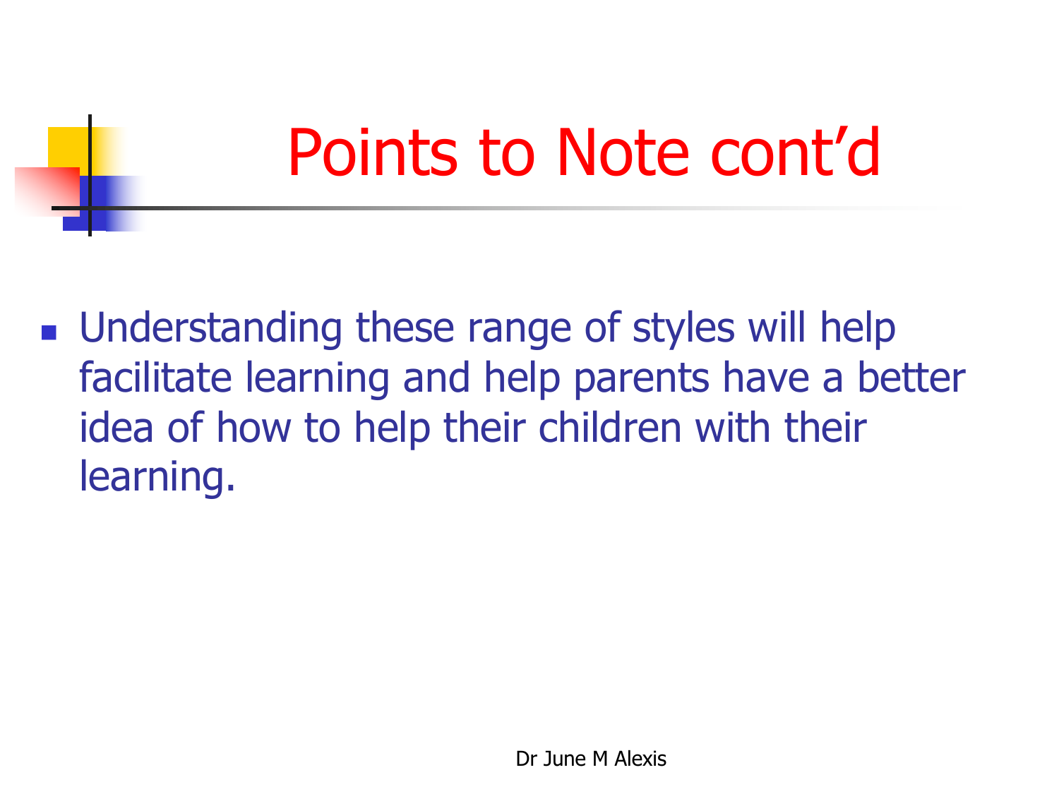# Points to Note cont'd

- Understanding these range of styles will help facilitate learning and help parents have a better idea of how to help their children with their learning.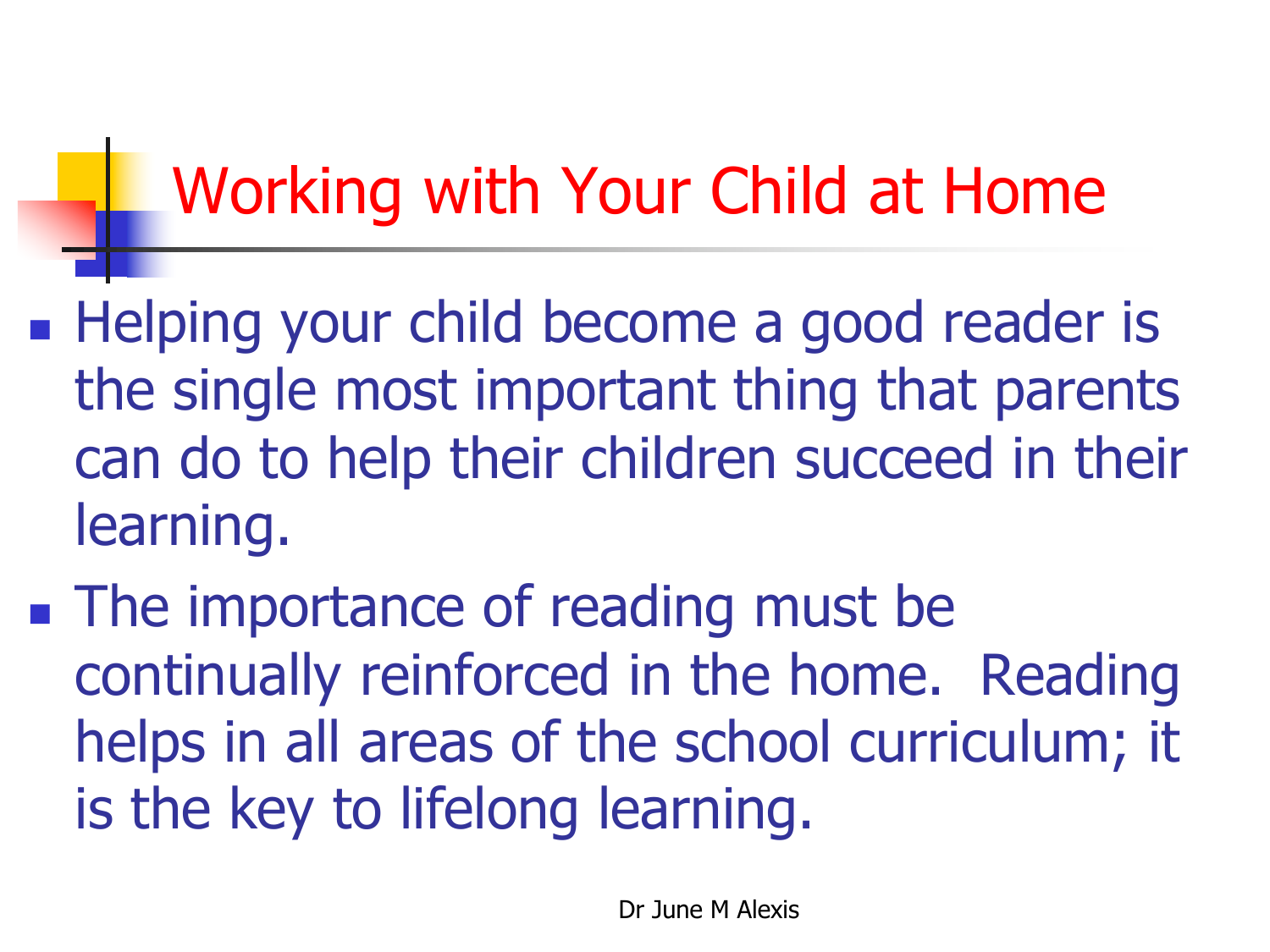# Working with Your Child at Home

- Helping your child become a good reader is the single most important thing that parents can do to help their children succeed in their learning.
- The importance of reading must be continually reinforced in the home. Reading helps in all areas of the school curriculum; it is the key to lifelong learning.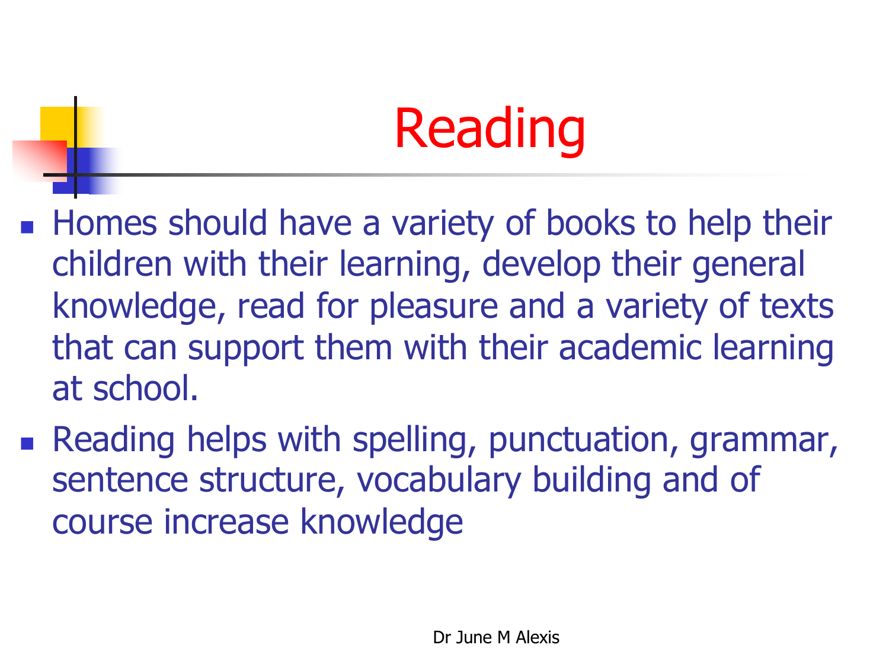# Reading

- Homes should have a variety of books to help their children with their learning, develop their general knowledge, read for pleasure and a variety of texts that can support them with their academic learning at school.
- Reading helps with spelling, punctuation, grammar, sentence structure, vocabulary building and of course increase knowledge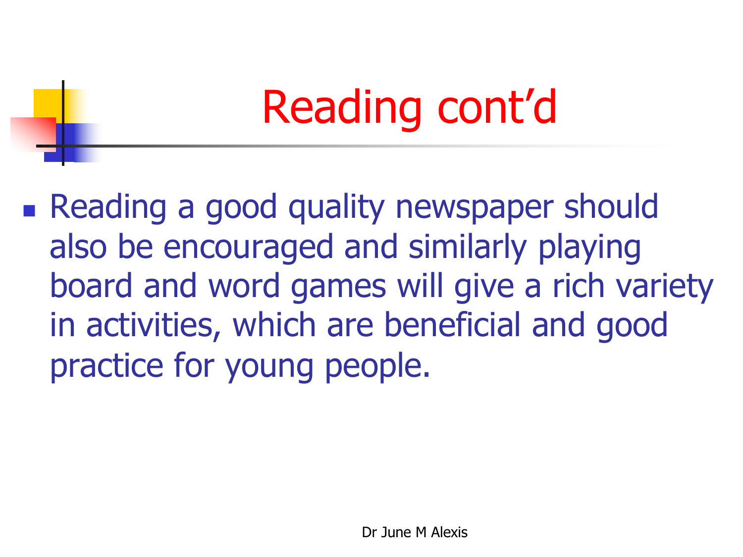# Reading cont'd

- Reading a good quality newspaper should also be encouraged and similarly playing board and word games will give a rich variety in activities, which are beneficial and good practice for young people.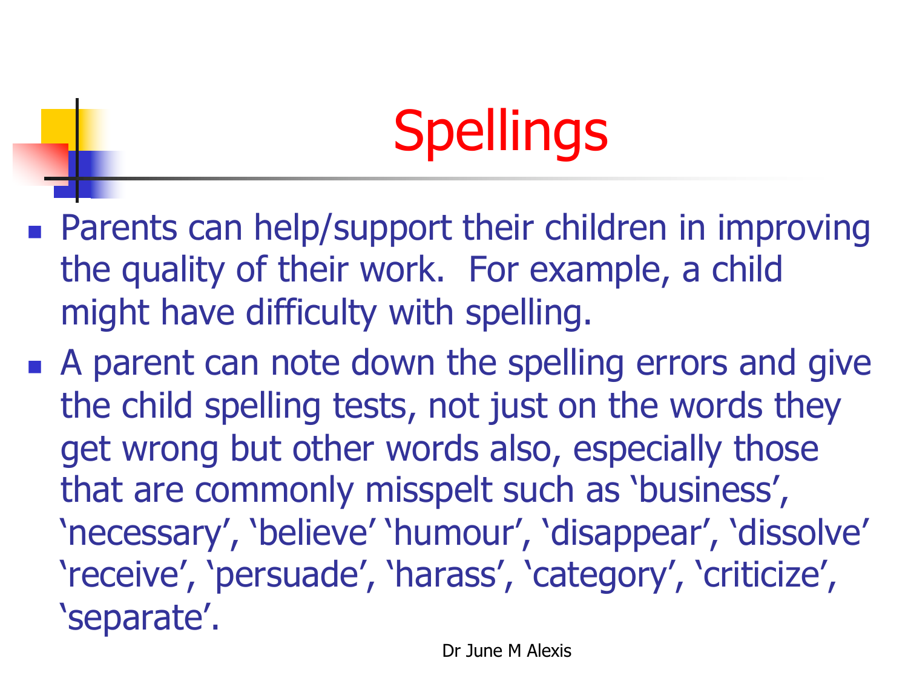# Spellings

- Parents can help/support their children in improving the quality of their work.  For example, a child might have difficulty with spelling.
- A parent can note down the spelling errors and give the child spelling tests, not just on the words they get wrong but other words also, especially those that are commonly misspelt such as 'business', 'necessary', 'believe' 'humour', 'disappear', 'dissolve' 'receive', 'persuade', 'harass', 'category', 'criticize', 'separate'.

Dr June M Alexis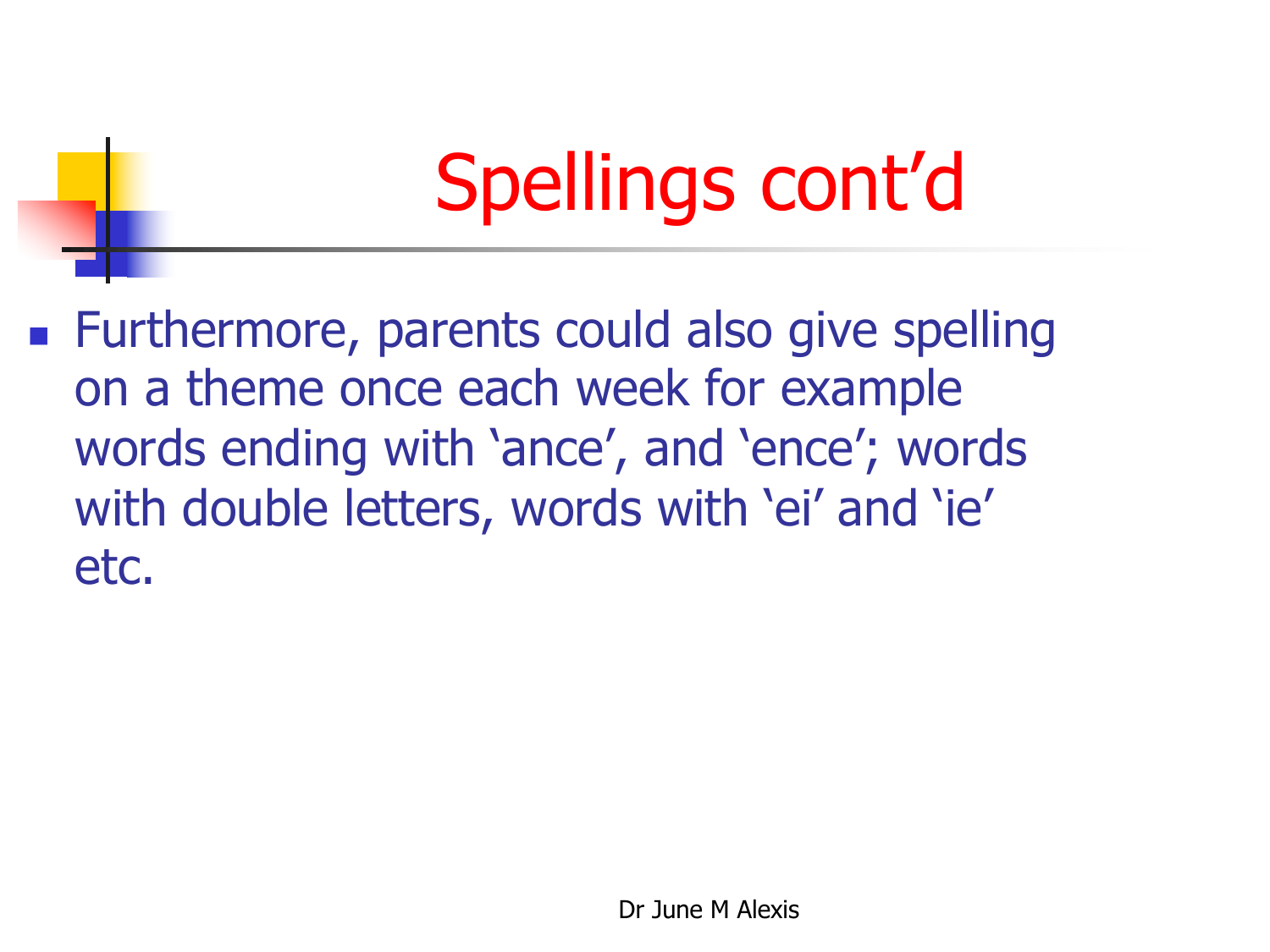# Spellings cont'd

- Furthermore, parents could also give spelling on a theme once each week for example words ending with 'ance', and 'ence'; words with double letters, words with 'ei' and 'ie' etc.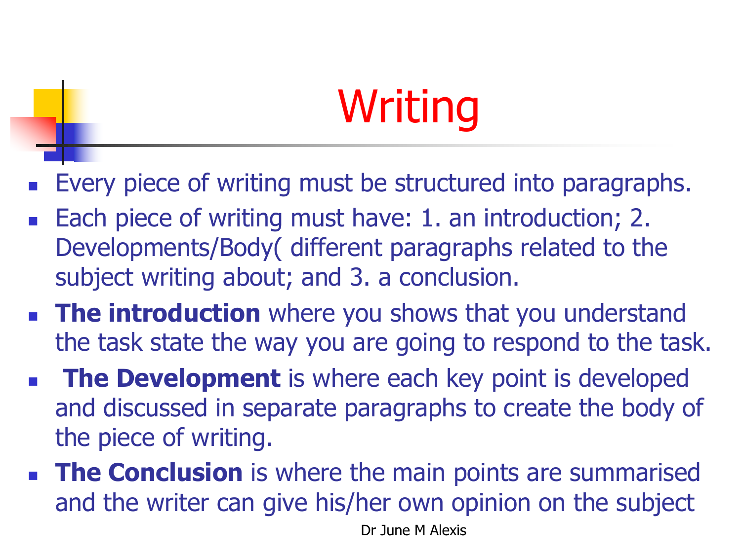# Writing

- Every piece of writing must be structured into paragraphs.
- Each piece of writing must have: 1. an introduction; 2. Developments/Body( different paragraphs related to the subject writing about; and 3. a conclusion.
- **The introduction** where you shows that you understand the task state the way you are going to respond to the task.
- **The Development** is where each key point is developed and discussed in separate paragraphs to create the body of the piece of writing.
- **The Conclusion** is where the main points are summarised and the writer can give his/her own opinion on the subject

Dr June M Alexis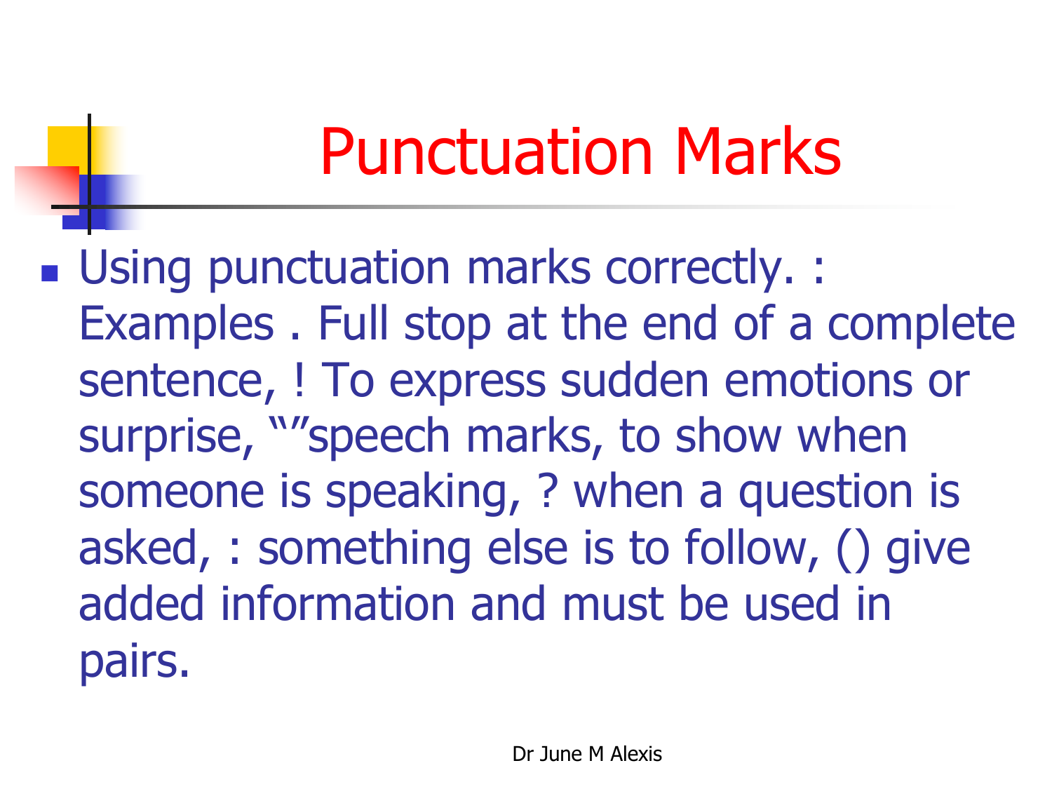# Punctuation Marks

- Using punctuation marks correctly. : Examples . Full stop at the end of a complete sentence, ! To express sudden emotions or surprise, “”speech marks, to show when someone is speaking, ? when a question is asked, : something else is to follow, () give added information and must be used in pairs.

Dr June M Alexis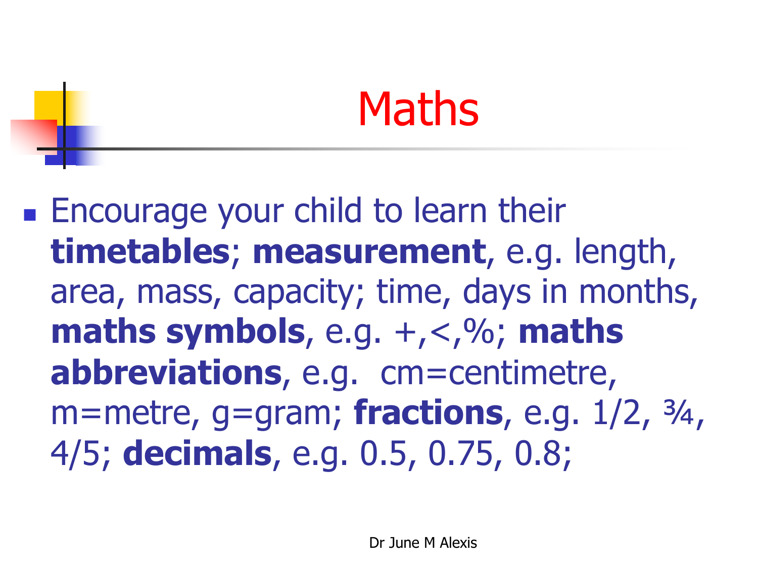# Maths

- Encourage your child to learn their **timetables**; **measurement**, e.g. length, area, mass, capacity; time, days in months, **maths symbols**, e.g. +,<,%; **maths abbreviations**, e.g.  cm=centimetre, m=metre, g=gram; **fractions**, e.g. 1/2, ¾, 4/5; **decimals**, e.g. 0.5, 0.75, 0.8;

Dr June M Alexis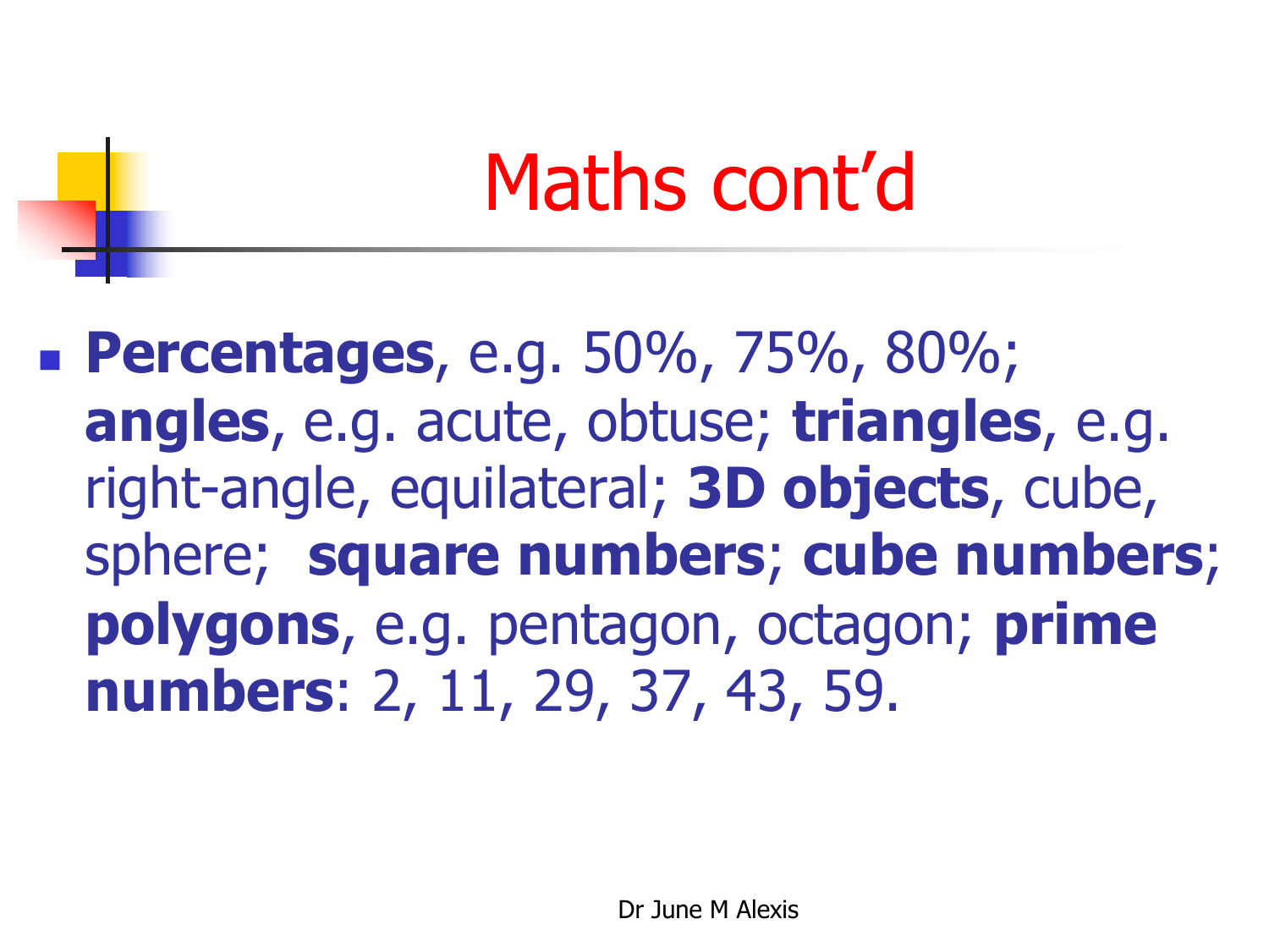# Maths cont'd

- **Percentages**, e.g. 50%, 75%, 80%; **angles**, e.g. acute, obtuse; **triangles**, e.g. right-angle, equilateral; **3D objects**, cube, sphere; **square numbers**; **cube numbers**; **polygons**, e.g. pentagon, octagon; **prime numbers**: 2, 11, 29, 37, 43, 59.

Dr June M Alexis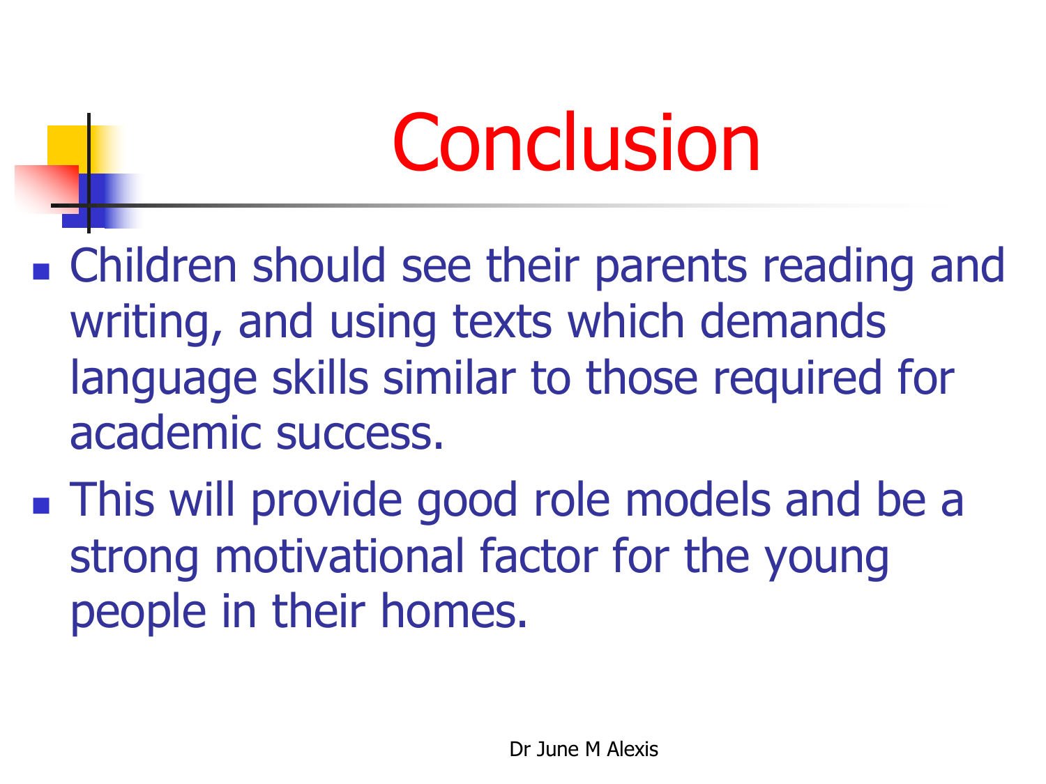# Conclusion

- Children should see their parents reading and writing, and using texts which demands language skills similar to those required for academic success.
- This will provide good role models and be a strong motivational factor for the young people in their homes.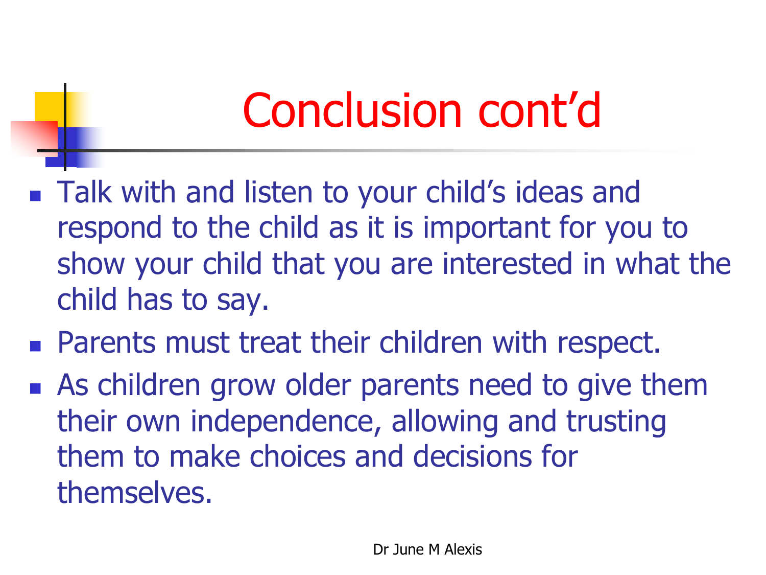# Conclusion cont'd

- Talk with and listen to your child's ideas and respond to the child as it is important for you to show your child that you are interested in what the child has to say.
- Parents must treat their children with respect.
- As children grow older parents need to give them their own independence, allowing and trusting them to make choices and decisions for themselves.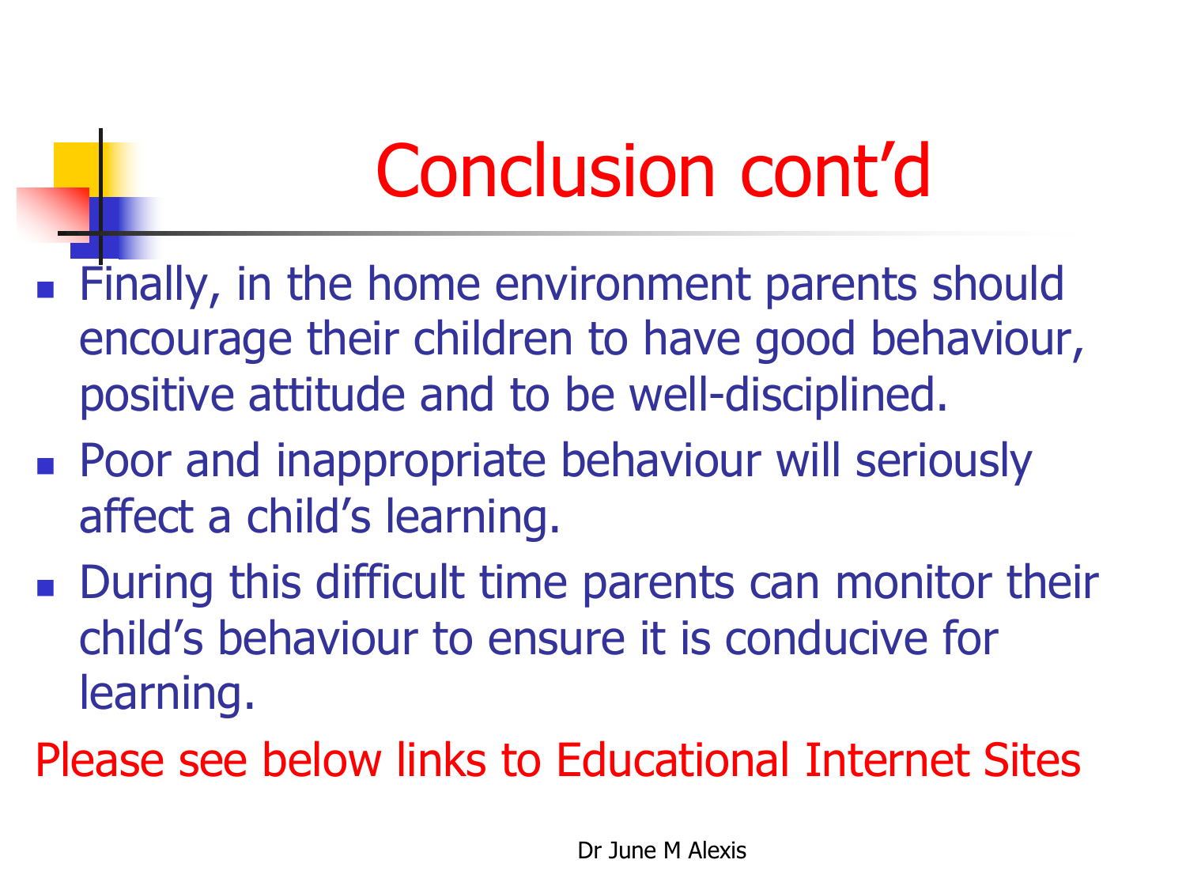# Conclusion cont'd

- Finally, in the home environment parents should encourage their children to have good behaviour, positive attitude and to be well-disciplined.
- Poor and inappropriate behaviour will seriously affect a child's learning.
- During this difficult time parents can monitor their child's behaviour to ensure it is conducive for learning.

Please see below links to Educational Internet Sites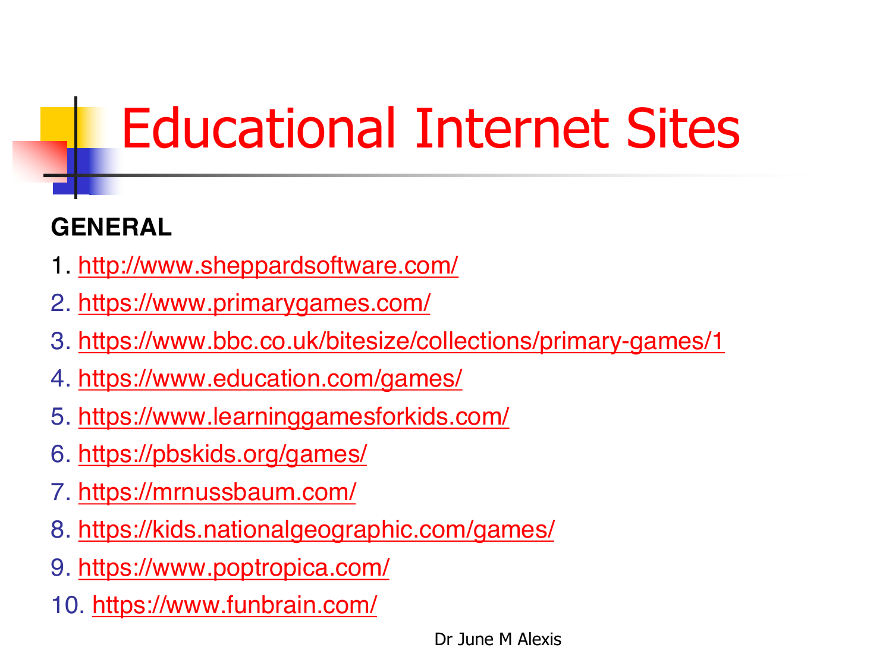# Educational Internet Sites

**GENERAL**

1. http://www.sheppardsoftware.com/
2. https://www.primarygames.com/
3. https://www.bbc.co.uk/bitesize/collections/primary-games/1
4. https://www.education.com/games/
5. https://www.learninggamesforkids.com/
6. https://pbskids.org/games/
7. https://mrnussbaum.com/
8. https://kids.nationalgeographic.com/games/
9. https://www.poptropica.com/
10. https://www.funbrain.com/

Dr June M Alexis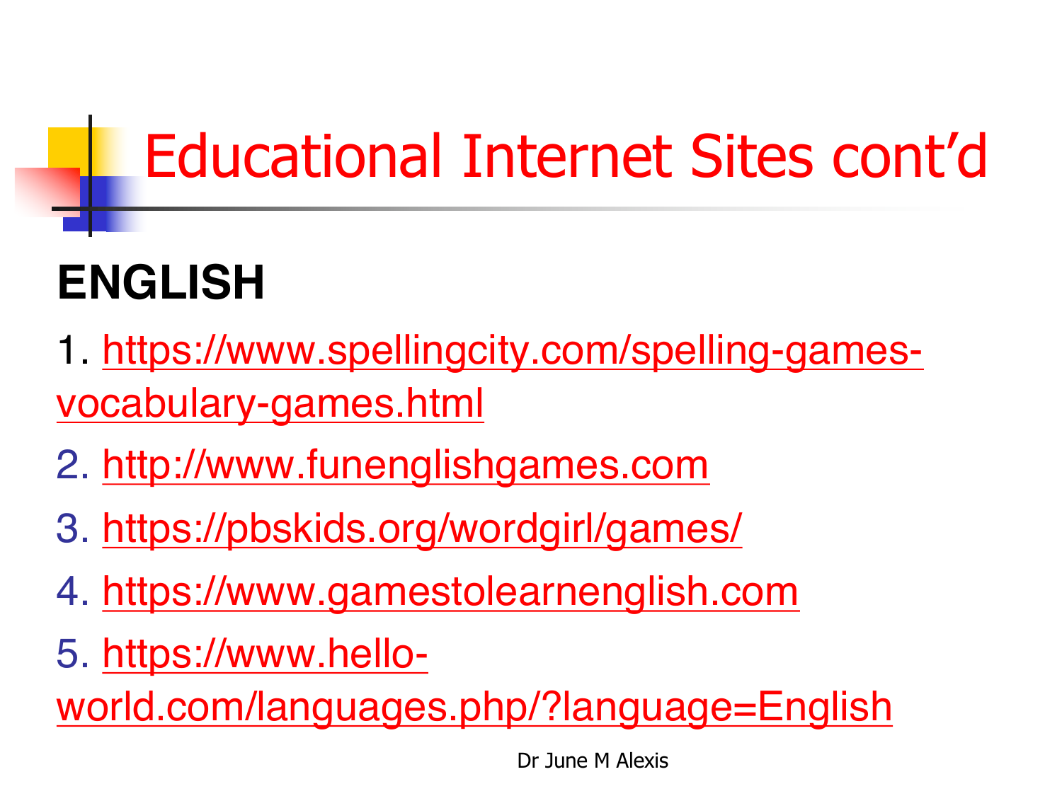# Educational Internet Sites cont'd

## ENGLISH

1. https://www.spellingcity.com/spelling-games-vocabulary-games.html
2. http://www.funenglishgames.com
3. https://pbskids.org/wordgirl/games/
4. https://www.gamestolearnenglish.com
5. https://www.hello-world.com/languages.php/?language=English

Dr June M Alexis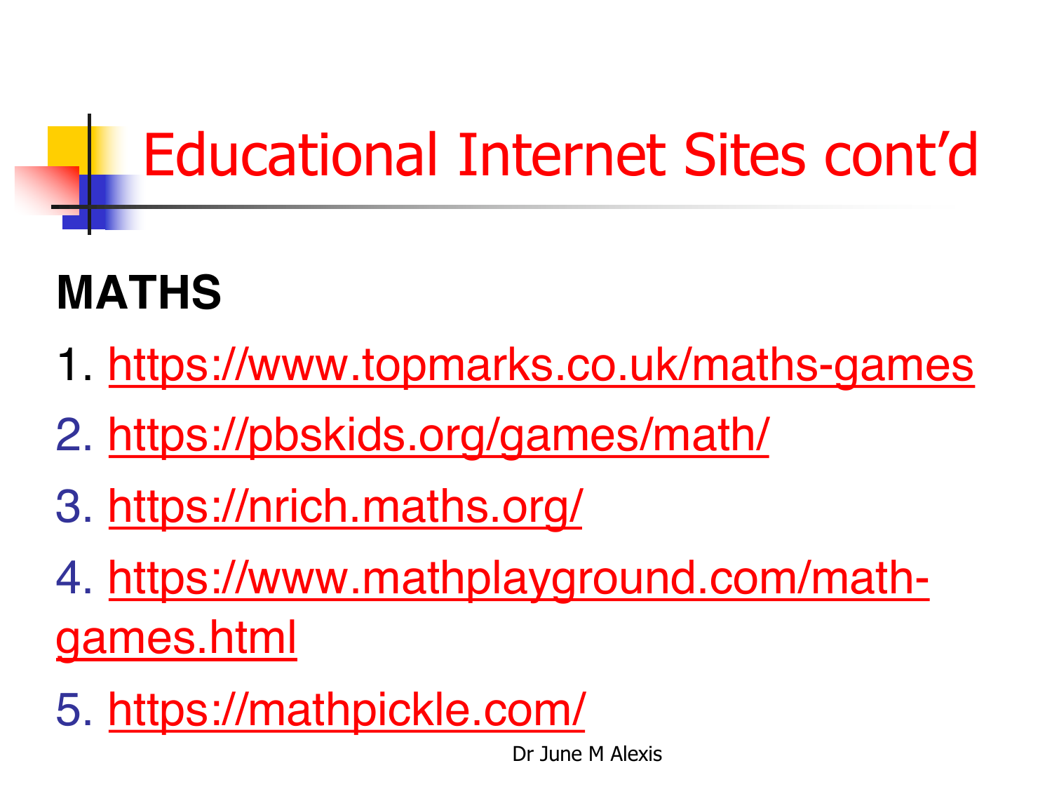# Educational Internet Sites cont'd

**MATHS**

1. https://www.topmarks.co.uk/maths-games
2. https://pbskids.org/games/math/
3. https://nrich.maths.org/
4. https://www.mathplayground.com/math-games.html
5. https://mathpickle.com/

Dr June M Alexis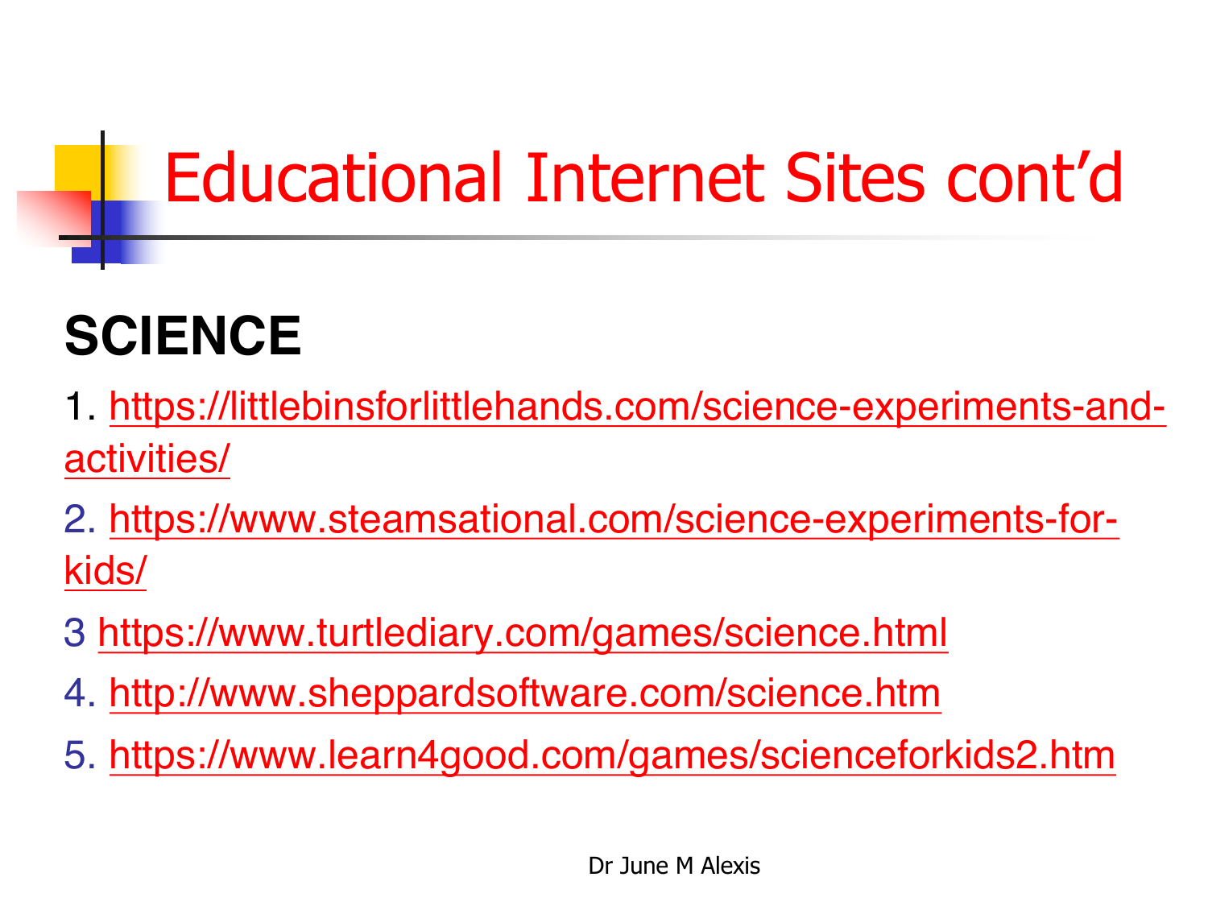# Educational Internet Sites cont'd

## SCIENCE

1. https://littlebinsforlittlehands.com/science-experiments-and-activities/
2. https://www.steamsational.com/science-experiments-for-kids/
3 https://www.turtlediary.com/games/science.html
4. http://www.sheppardsoftware.com/science.htm
5. https://www.learn4good.com/games/scienceforkids2.htm

Dr June M Alexis